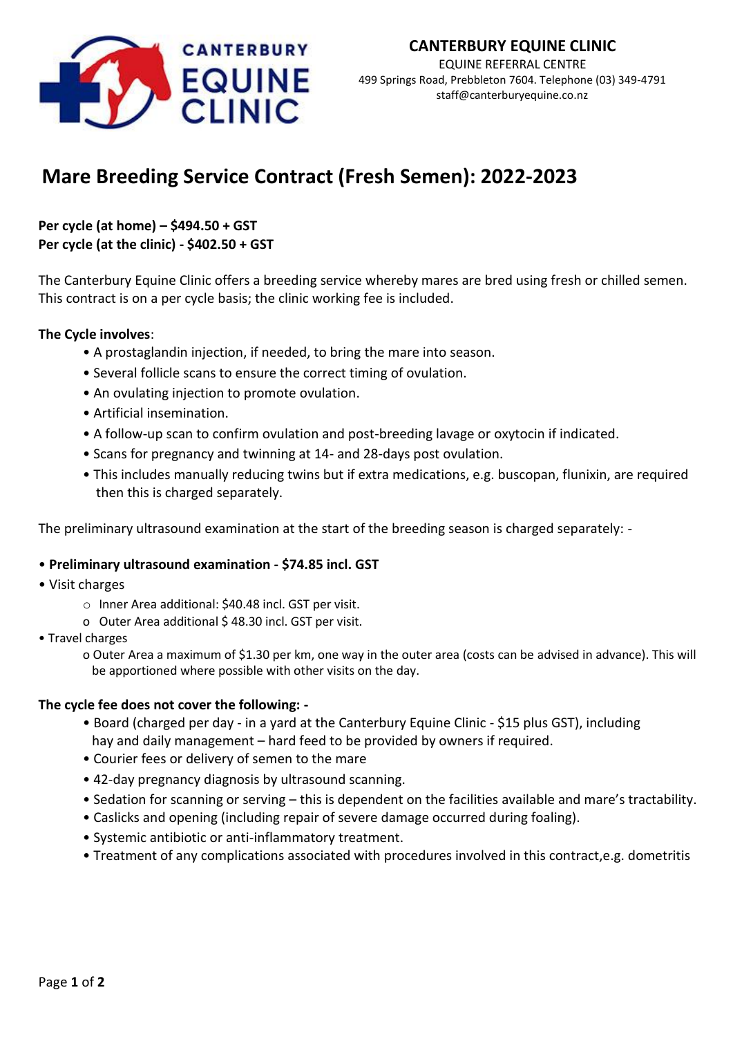**CANTERBURY EQUINE CLINIC**
EQUINE REFERRAL CENTRE
499 Springs Road, Prebbleton 7604. Telephone (03) 349-4791
staff@canterburyequine.co.nz

# Mare Breeding Service Contract (Fresh Semen): 2022-2023

**Per cycle (at home) – $494.50 + GST**
**Per cycle (at the clinic) - $402.50 + GST**

The Canterbury Equine Clinic offers a breeding service whereby mares are bred using fresh or chilled semen. This contract is on a per cycle basis; the clinic working fee is included.

**The Cycle involves**:

- A prostaglandin injection, if needed, to bring the mare into season.
- Several follicle scans to ensure the correct timing of ovulation.
- An ovulating injection to promote ovulation.
- Artificial insemination.
- A follow-up scan to confirm ovulation and post-breeding lavage or oxytocin if indicated.
- Scans for pregnancy and twinning at 14- and 28-days post ovulation.
- This includes manually reducing twins but if extra medications, e.g. buscopan, flunixin, are required then this is charged separately.

The preliminary ultrasound examination at the start of the breeding season is charged separately: -

- **Preliminary ultrasound examination - $74.85 incl. GST**
- Visit charges
  - Inner Area additional: $40.48 incl. GST per visit.
  - Outer Area additional $ 48.30 incl. GST per visit.
- Travel charges
  - Outer Area a maximum of $1.30 per km, one way in the outer area (costs can be advised in advance). This will be apportioned where possible with other visits on the day.

**The cycle fee does not cover the following: -**

- Board (charged per day - in a yard at the Canterbury Equine Clinic - $15 plus GST), including hay and daily management – hard feed to be provided by owners if required.
- Courier fees or delivery of semen to the mare
- 42-day pregnancy diagnosis by ultrasound scanning.
- Sedation for scanning or serving – this is dependent on the facilities available and mare's tractability.
- Caslicks and opening (including repair of severe damage occurred during foaling).
- Systemic antibiotic or anti-inflammatory treatment.
- Treatment of any complications associated with procedures involved in this contract,e.g. dometritis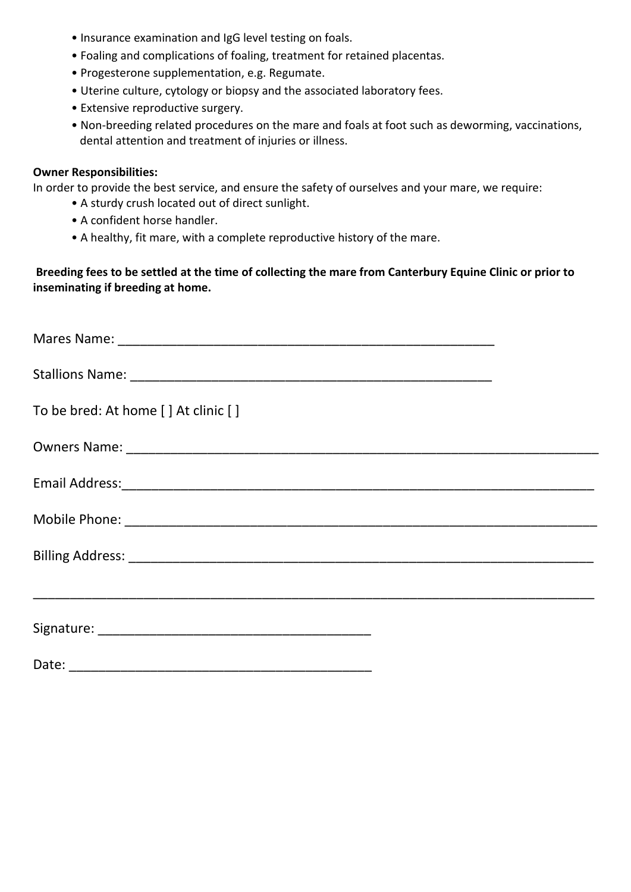- Insurance examination and IgG level testing on foals.
- Foaling and complications of foaling, treatment for retained placentas.
- Progesterone supplementation, e.g. Regumate.
- Uterine culture, cytology or biopsy and the associated laboratory fees.
- Extensive reproductive surgery.
- Non-breeding related procedures on the mare and foals at foot such as deworming, vaccinations, dental attention and treatment of injuries or illness.

**Owner Responsibilities:**

In order to provide the best service, and ensure the safety of ourselves and your mare, we require:

- A sturdy crush located out of direct sunlight.
- A confident horse handler.
- A healthy, fit mare, with a complete reproductive history of the mare.

**Breeding fees to be settled at the time of collecting the mare from Canterbury Equine Clinic or prior to inseminating if breeding at home.**

Mares Name: ____________________________________________________

Stallions Name: _________________________________________________

To be bred: At home [ ] At clinic [ ]

Owners Name: ____________________________________________________________

Email Address:___________________________________________________________

Mobile Phone: ___________________________________________________________

Billing Address: _________________________________________________________

_______________________________________________________________________

Signature: _____________________________________

Date: _________________________________________